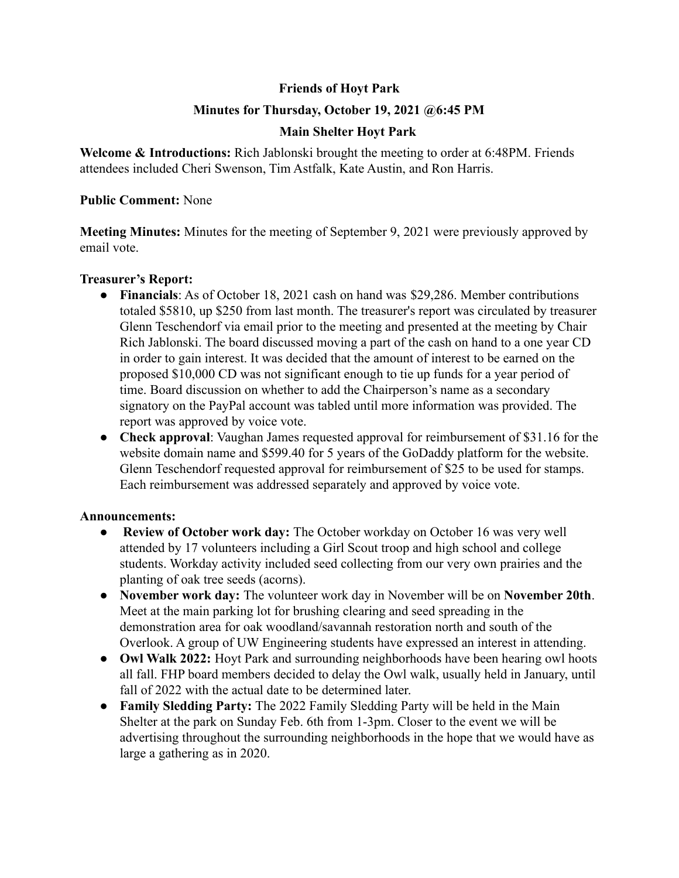**Friends of Hoyt Park**

**Minutes for Thursday, October 19, 2021 @6:45 PM**

**Main Shelter Hoyt Park**

**Welcome & Introductions:** Rich Jablonski brought the meeting to order at 6:48PM. Friends attendees included Cheri Swenson, Tim Astfalk, Kate Austin, and Ron Harris.

**Public Comment:** None

**Meeting Minutes:** Minutes for the meeting of September 9, 2021 were previously approved by email vote.

**Treasurer's Report:**

- **Financials**: As of October 18, 2021 cash on hand was $29,286. Member contributions totaled $5810, up $250 from last month. The treasurer's report was circulated by treasurer Glenn Teschendorf via email prior to the meeting and presented at the meeting by Chair Rich Jablonski. The board discussed moving a part of the cash on hand to a one year CD in order to gain interest. It was decided that the amount of interest to be earned on the proposed $10,000 CD was not significant enough to tie up funds for a year period of time. Board discussion on whether to add the Chairperson's name as a secondary signatory on the PayPal account was tabled until more information was provided. The report was approved by voice vote.
- **Check approval**: Vaughan James requested approval for reimbursement of $31.16 for the website domain name and $599.40 for 5 years of the GoDaddy platform for the website. Glenn Teschendorf requested approval for reimbursement of $25 to be used for stamps. Each reimbursement was addressed separately and approved by voice vote.

**Announcements:**

- **Review of October work day:** The October workday on October 16 was very well attended by 17 volunteers including a Girl Scout troop and high school and college students. Workday activity included seed collecting from our very own prairies and the planting of oak tree seeds (acorns).
- **November work day:** The volunteer work day in November will be on **November 20th**. Meet at the main parking lot for brushing clearing and seed spreading in the demonstration area for oak woodland/savannah restoration north and south of the Overlook. A group of UW Engineering students have expressed an interest in attending.
- **Owl Walk 2022:** Hoyt Park and surrounding neighborhoods have been hearing owl hoots all fall. FHP board members decided to delay the Owl walk, usually held in January, until fall of 2022 with the actual date to be determined later.
- **Family Sledding Party:** The 2022 Family Sledding Party will be held in the Main Shelter at the park on Sunday Feb. 6th from 1-3pm. Closer to the event we will be advertising throughout the surrounding neighborhoods in the hope that we would have as large a gathering as in 2020.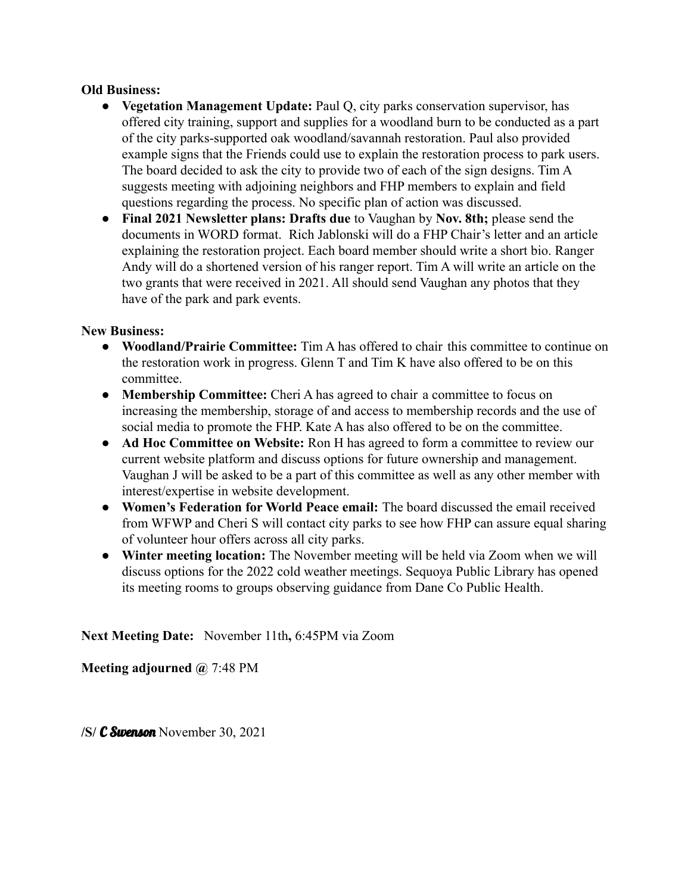**Old Business:**

- **Vegetation Management Update:** Paul Q, city parks conservation supervisor, has offered city training, support and supplies for a woodland burn to be conducted as a part of the city parks-supported oak woodland/savannah restoration. Paul also provided example signs that the Friends could use to explain the restoration process to park users. The board decided to ask the city to provide two of each of the sign designs. Tim A suggests meeting with adjoining neighbors and FHP members to explain and field questions regarding the process. No specific plan of action was discussed.
- **Final 2021 Newsletter plans: Drafts due** to Vaughan by **Nov. 8th;** please send the documents in WORD format. Rich Jablonski will do a FHP Chair's letter and an article explaining the restoration project. Each board member should write a short bio. Ranger Andy will do a shortened version of his ranger report. Tim A will write an article on the two grants that were received in 2021. All should send Vaughan any photos that they have of the park and park events.

**New Business:**

- **Woodland/Prairie Committee:** Tim A has offered to chair this committee to continue on the restoration work in progress. Glenn T and Tim K have also offered to be on this committee.
- **Membership Committee:** Cheri A has agreed to chair a committee to focus on increasing the membership, storage of and access to membership records and the use of social media to promote the FHP. Kate A has also offered to be on the committee.
- **Ad Hoc Committee on Website:** Ron H has agreed to form a committee to review our current website platform and discuss options for future ownership and management. Vaughan J will be asked to be a part of this committee as well as any other member with interest/expertise in website development.
- **Women's Federation for World Peace email:** The board discussed the email received from WFWP and Cheri S will contact city parks to see how FHP can assure equal sharing of volunteer hour offers across all city parks.
- **Winter meeting location:** The November meeting will be held via Zoom when we will discuss options for the 2022 cold weather meetings. Sequoya Public Library has opened its meeting rooms to groups observing guidance from Dane Co Public Health.

**Next Meeting Date:** November 11th**,** 6:45PM via Zoom

**Meeting adjourned @** 7:48 PM

**/S/** ***C Swenson*** November 30, 2021